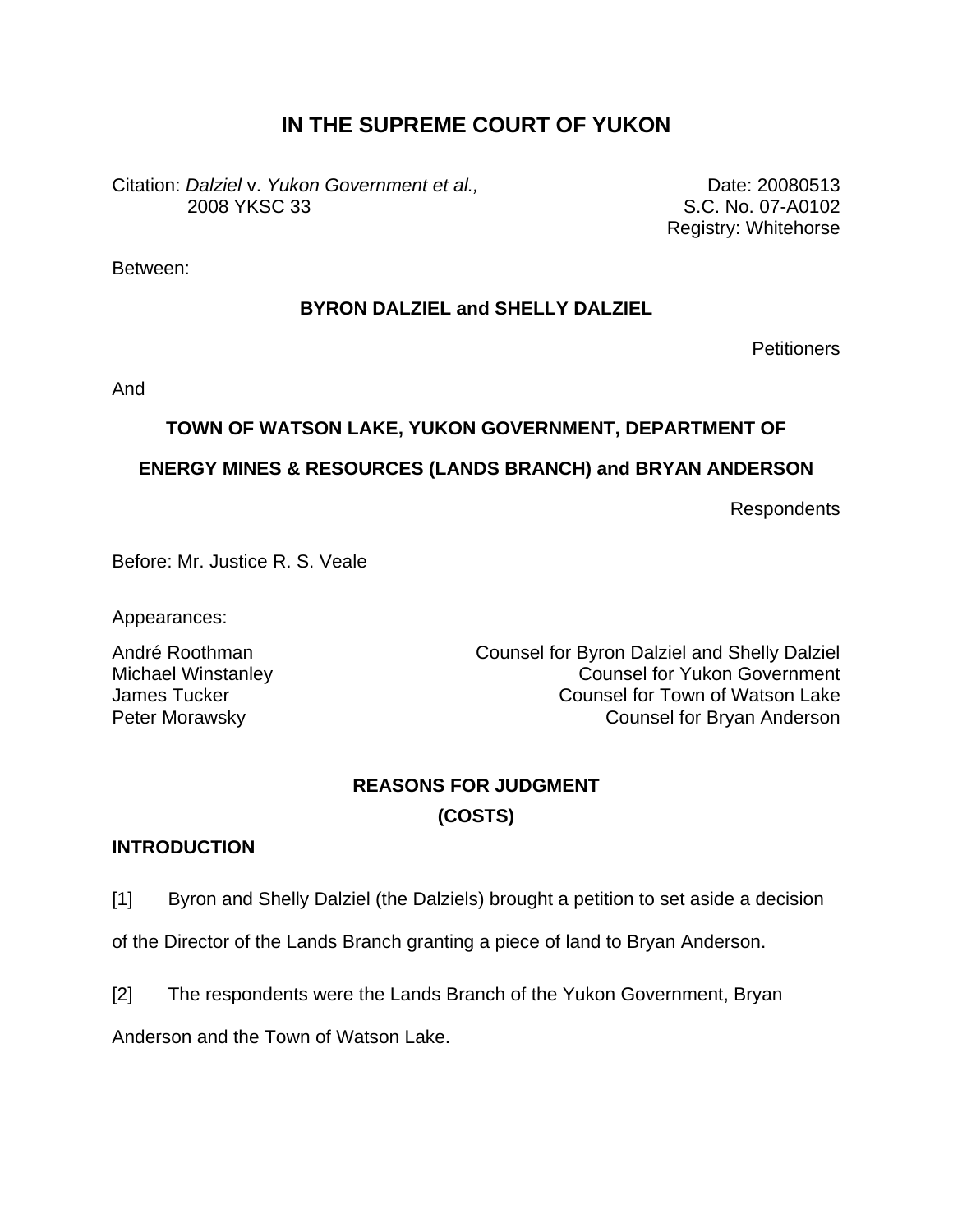# IN THE SUPREME COURT OF YUKON

Citation: *Dalziel* v. *Yukon Government et al.,* 2008 YKSC 33

Date: 20080513
S.C. No. 07-A0102
Registry: Whitehorse

Between:

**BYRON DALZIEL and SHELLY DALZIEL**

Petitioners

And

**TOWN OF WATSON LAKE, YUKON GOVERNMENT, DEPARTMENT OF ENERGY MINES & RESOURCES (LANDS BRANCH) and BRYAN ANDERSON**

Respondents

Before: Mr. Justice R. S. Veale

Appearances:

André Roothman — Counsel for Byron Dalziel and Shelly Dalziel
Michael Winstanley — Counsel for Yukon Government
James Tucker — Counsel for Town of Watson Lake
Peter Morawsky — Counsel for Bryan Anderson

## REASONS FOR JUDGMENT
## (COSTS)

### INTRODUCTION

[1] Byron and Shelly Dalziel (the Dalziels) brought a petition to set aside a decision of the Director of the Lands Branch granting a piece of land to Bryan Anderson.

[2] The respondents were the Lands Branch of the Yukon Government, Bryan Anderson and the Town of Watson Lake.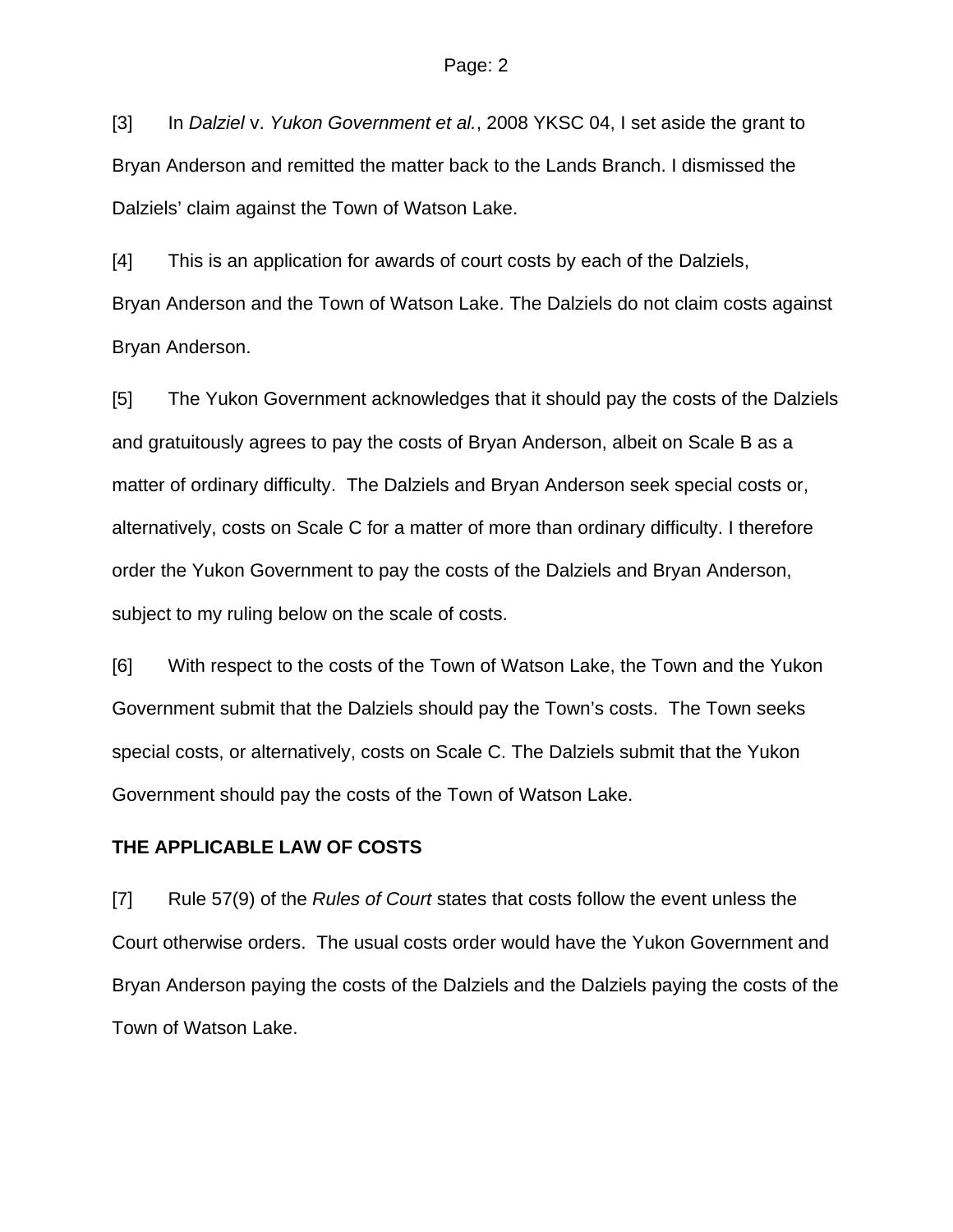[3] In *Dalziel* v. *Yukon Government et al.*, 2008 YKSC 04, I set aside the grant to Bryan Anderson and remitted the matter back to the Lands Branch. I dismissed the Dalziels' claim against the Town of Watson Lake.

[4] This is an application for awards of court costs by each of the Dalziels, Bryan Anderson and the Town of Watson Lake. The Dalziels do not claim costs against Bryan Anderson.

[5] The Yukon Government acknowledges that it should pay the costs of the Dalziels and gratuitously agrees to pay the costs of Bryan Anderson, albeit on Scale B as a matter of ordinary difficulty. The Dalziels and Bryan Anderson seek special costs or, alternatively, costs on Scale C for a matter of more than ordinary difficulty. I therefore order the Yukon Government to pay the costs of the Dalziels and Bryan Anderson, subject to my ruling below on the scale of costs.

[6] With respect to the costs of the Town of Watson Lake, the Town and the Yukon Government submit that the Dalziels should pay the Town's costs. The Town seeks special costs, or alternatively, costs on Scale C. The Dalziels submit that the Yukon Government should pay the costs of the Town of Watson Lake.

**THE APPLICABLE LAW OF COSTS**

[7] Rule 57(9) of the *Rules of Court* states that costs follow the event unless the Court otherwise orders. The usual costs order would have the Yukon Government and Bryan Anderson paying the costs of the Dalziels and the Dalziels paying the costs of the Town of Watson Lake.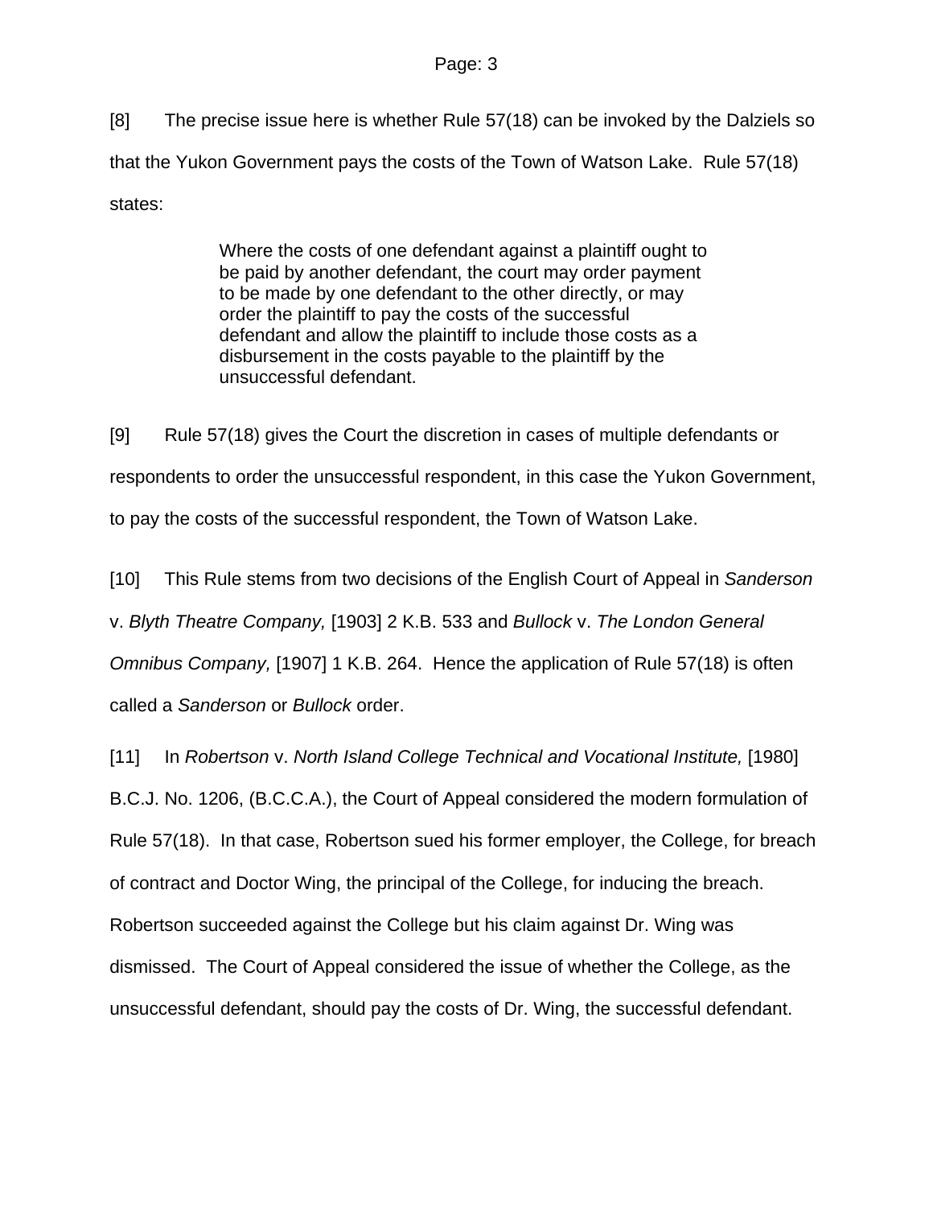[8] The precise issue here is whether Rule 57(18) can be invoked by the Dalziels so that the Yukon Government pays the costs of the Town of Watson Lake. Rule 57(18) states:

> Where the costs of one defendant against a plaintiff ought to be paid by another defendant, the court may order payment to be made by one defendant to the other directly, or may order the plaintiff to pay the costs of the successful defendant and allow the plaintiff to include those costs as a disbursement in the costs payable to the plaintiff by the unsuccessful defendant.

[9] Rule 57(18) gives the Court the discretion in cases of multiple defendants or respondents to order the unsuccessful respondent, in this case the Yukon Government, to pay the costs of the successful respondent, the Town of Watson Lake.

[10] This Rule stems from two decisions of the English Court of Appeal in *Sanderson* v. *Blyth Theatre Company,* [1903] 2 K.B. 533 and *Bullock* v. *The London General Omnibus Company,* [1907] 1 K.B. 264. Hence the application of Rule 57(18) is often called a *Sanderson* or *Bullock* order.

[11] In *Robertson* v. *North Island College Technical and Vocational Institute,* [1980] B.C.J. No. 1206, (B.C.C.A.), the Court of Appeal considered the modern formulation of Rule 57(18). In that case, Robertson sued his former employer, the College, for breach of contract and Doctor Wing, the principal of the College, for inducing the breach. Robertson succeeded against the College but his claim against Dr. Wing was dismissed. The Court of Appeal considered the issue of whether the College, as the unsuccessful defendant, should pay the costs of Dr. Wing, the successful defendant.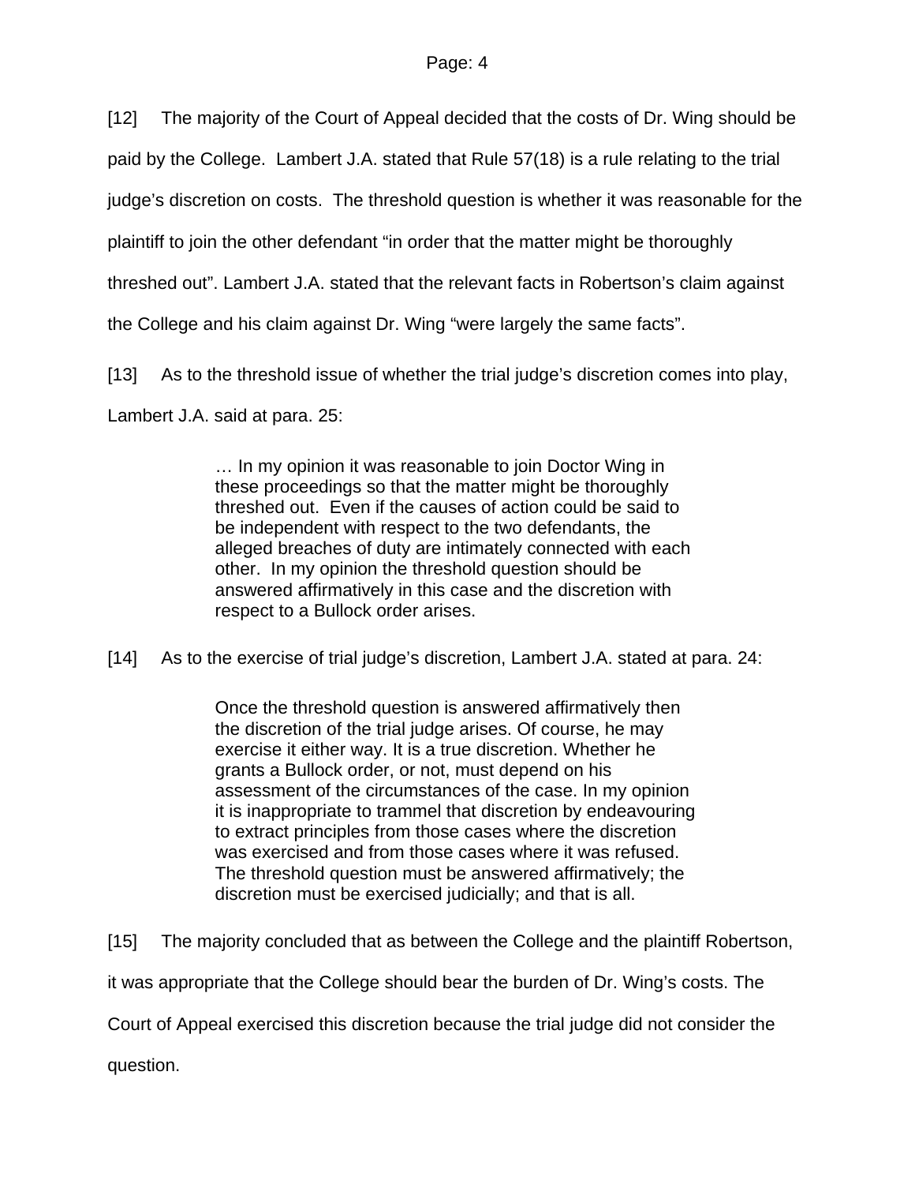[12] The majority of the Court of Appeal decided that the costs of Dr. Wing should be paid by the College. Lambert J.A. stated that Rule 57(18) is a rule relating to the trial judge's discretion on costs. The threshold question is whether it was reasonable for the plaintiff to join the other defendant "in order that the matter might be thoroughly threshed out". Lambert J.A. stated that the relevant facts in Robertson's claim against the College and his claim against Dr. Wing "were largely the same facts".

[13] As to the threshold issue of whether the trial judge's discretion comes into play, Lambert J.A. said at para. 25:

> … In my opinion it was reasonable to join Doctor Wing in these proceedings so that the matter might be thoroughly threshed out. Even if the causes of action could be said to be independent with respect to the two defendants, the alleged breaches of duty are intimately connected with each other. In my opinion the threshold question should be answered affirmatively in this case and the discretion with respect to a Bullock order arises.

[14] As to the exercise of trial judge's discretion, Lambert J.A. stated at para. 24:

> Once the threshold question is answered affirmatively then the discretion of the trial judge arises. Of course, he may exercise it either way. It is a true discretion. Whether he grants a Bullock order, or not, must depend on his assessment of the circumstances of the case. In my opinion it is inappropriate to trammel that discretion by endeavouring to extract principles from those cases where the discretion was exercised and from those cases where it was refused. The threshold question must be answered affirmatively; the discretion must be exercised judicially; and that is all.

[15] The majority concluded that as between the College and the plaintiff Robertson, it was appropriate that the College should bear the burden of Dr. Wing's costs. The Court of Appeal exercised this discretion because the trial judge did not consider the question.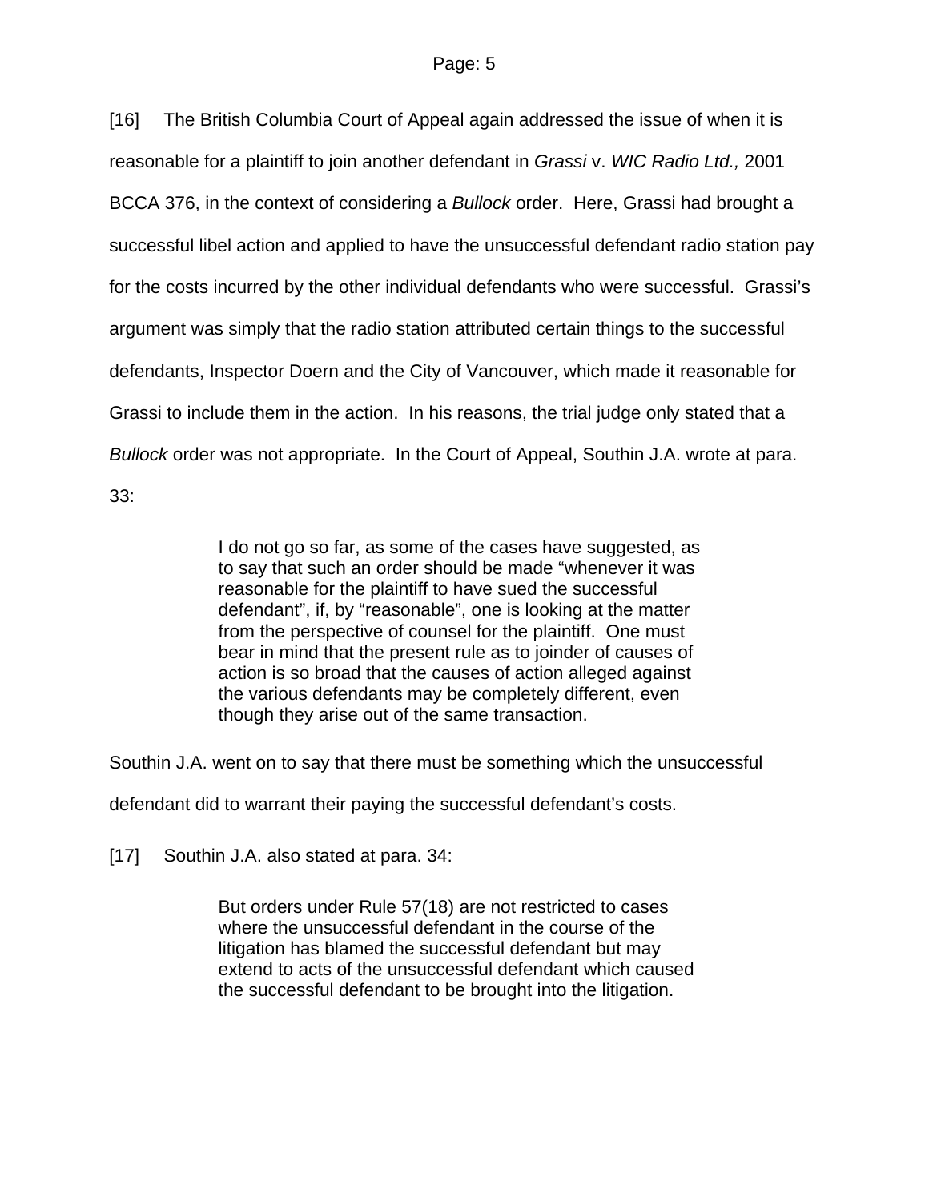[16] The British Columbia Court of Appeal again addressed the issue of when it is reasonable for a plaintiff to join another defendant in *Grassi* v. *WIC Radio Ltd.,* 2001 BCCA 376, in the context of considering a *Bullock* order. Here, Grassi had brought a successful libel action and applied to have the unsuccessful defendant radio station pay for the costs incurred by the other individual defendants who were successful. Grassi's argument was simply that the radio station attributed certain things to the successful defendants, Inspector Doern and the City of Vancouver, which made it reasonable for Grassi to include them in the action. In his reasons, the trial judge only stated that a *Bullock* order was not appropriate. In the Court of Appeal, Southin J.A. wrote at para. 33:

> I do not go so far, as some of the cases have suggested, as to say that such an order should be made "whenever it was reasonable for the plaintiff to have sued the successful defendant", if, by "reasonable", one is looking at the matter from the perspective of counsel for the plaintiff. One must bear in mind that the present rule as to joinder of causes of action is so broad that the causes of action alleged against the various defendants may be completely different, even though they arise out of the same transaction.

Southin J.A. went on to say that there must be something which the unsuccessful defendant did to warrant their paying the successful defendant's costs.

[17] Southin J.A. also stated at para. 34:

> But orders under Rule 57(18) are not restricted to cases where the unsuccessful defendant in the course of the litigation has blamed the successful defendant but may extend to acts of the unsuccessful defendant which caused the successful defendant to be brought into the litigation.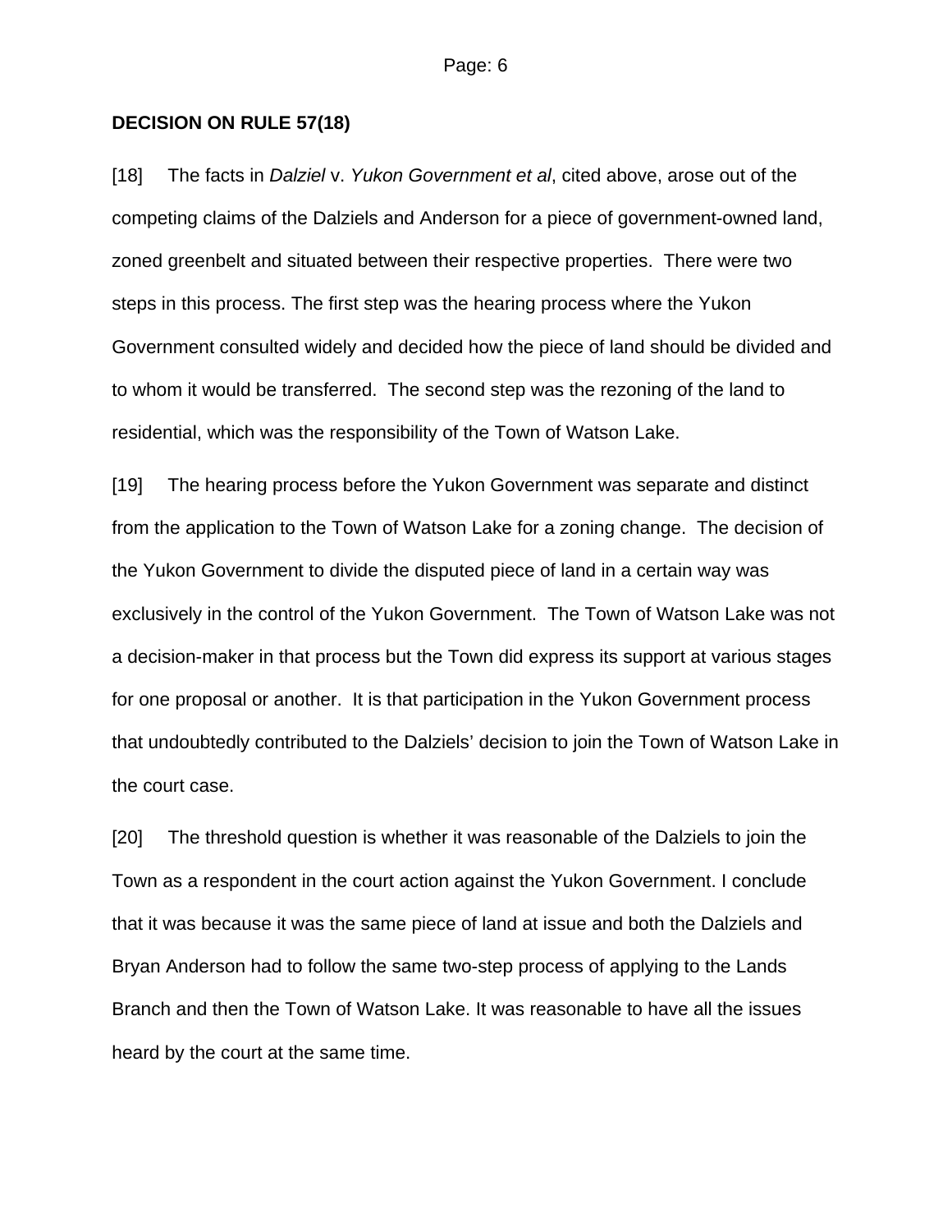**DECISION ON RULE 57(18)**

[18] The facts in *Dalziel* v. *Yukon Government et al*, cited above, arose out of the competing claims of the Dalziels and Anderson for a piece of government-owned land, zoned greenbelt and situated between their respective properties. There were two steps in this process. The first step was the hearing process where the Yukon Government consulted widely and decided how the piece of land should be divided and to whom it would be transferred. The second step was the rezoning of the land to residential, which was the responsibility of the Town of Watson Lake.

[19] The hearing process before the Yukon Government was separate and distinct from the application to the Town of Watson Lake for a zoning change. The decision of the Yukon Government to divide the disputed piece of land in a certain way was exclusively in the control of the Yukon Government. The Town of Watson Lake was not a decision-maker in that process but the Town did express its support at various stages for one proposal or another. It is that participation in the Yukon Government process that undoubtedly contributed to the Dalziels' decision to join the Town of Watson Lake in the court case.

[20] The threshold question is whether it was reasonable of the Dalziels to join the Town as a respondent in the court action against the Yukon Government. I conclude that it was because it was the same piece of land at issue and both the Dalziels and Bryan Anderson had to follow the same two-step process of applying to the Lands Branch and then the Town of Watson Lake. It was reasonable to have all the issues heard by the court at the same time.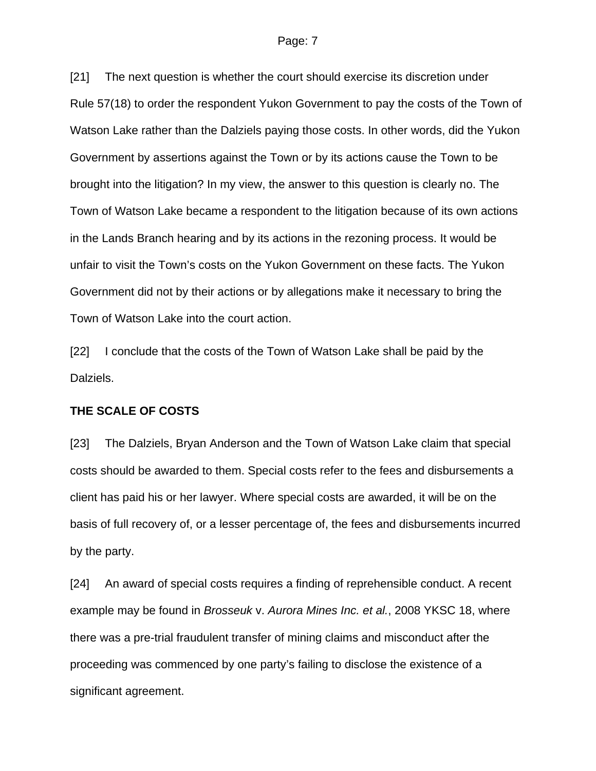[21] The next question is whether the court should exercise its discretion under Rule 57(18) to order the respondent Yukon Government to pay the costs of the Town of Watson Lake rather than the Dalziels paying those costs. In other words, did the Yukon Government by assertions against the Town or by its actions cause the Town to be brought into the litigation? In my view, the answer to this question is clearly no. The Town of Watson Lake became a respondent to the litigation because of its own actions in the Lands Branch hearing and by its actions in the rezoning process. It would be unfair to visit the Town's costs on the Yukon Government on these facts. The Yukon Government did not by their actions or by allegations make it necessary to bring the Town of Watson Lake into the court action.

[22] I conclude that the costs of the Town of Watson Lake shall be paid by the Dalziels.

**THE SCALE OF COSTS**

[23] The Dalziels, Bryan Anderson and the Town of Watson Lake claim that special costs should be awarded to them. Special costs refer to the fees and disbursements a client has paid his or her lawyer. Where special costs are awarded, it will be on the basis of full recovery of, or a lesser percentage of, the fees and disbursements incurred by the party.

[24] An award of special costs requires a finding of reprehensible conduct. A recent example may be found in *Brosseuk* v. *Aurora Mines Inc. et al.*, 2008 YKSC 18, where there was a pre-trial fraudulent transfer of mining claims and misconduct after the proceeding was commenced by one party's failing to disclose the existence of a significant agreement.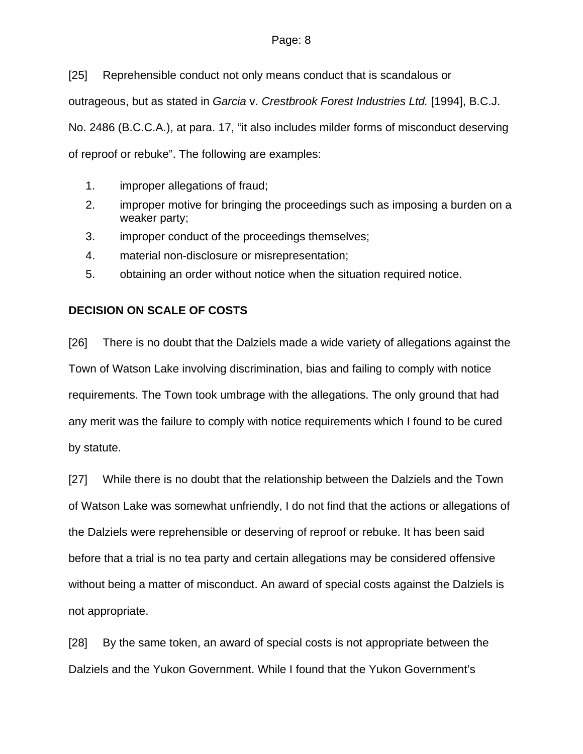[25] Reprehensible conduct not only means conduct that is scandalous or outrageous, but as stated in *Garcia* v. *Crestbrook Forest Industries Ltd.* [1994], B.C.J. No. 2486 (B.C.C.A.), at para. 17, "it also includes milder forms of misconduct deserving of reproof or rebuke". The following are examples:

1. improper allegations of fraud;
2. improper motive for bringing the proceedings such as imposing a burden on a weaker party;
3. improper conduct of the proceedings themselves;
4. material non-disclosure or misrepresentation;
5. obtaining an order without notice when the situation required notice.

**DECISION ON SCALE OF COSTS**

[26] There is no doubt that the Dalziels made a wide variety of allegations against the Town of Watson Lake involving discrimination, bias and failing to comply with notice requirements. The Town took umbrage with the allegations. The only ground that had any merit was the failure to comply with notice requirements which I found to be cured by statute.

[27] While there is no doubt that the relationship between the Dalziels and the Town of Watson Lake was somewhat unfriendly, I do not find that the actions or allegations of the Dalziels were reprehensible or deserving of reproof or rebuke. It has been said before that a trial is no tea party and certain allegations may be considered offensive without being a matter of misconduct. An award of special costs against the Dalziels is not appropriate.

[28] By the same token, an award of special costs is not appropriate between the Dalziels and the Yukon Government. While I found that the Yukon Government's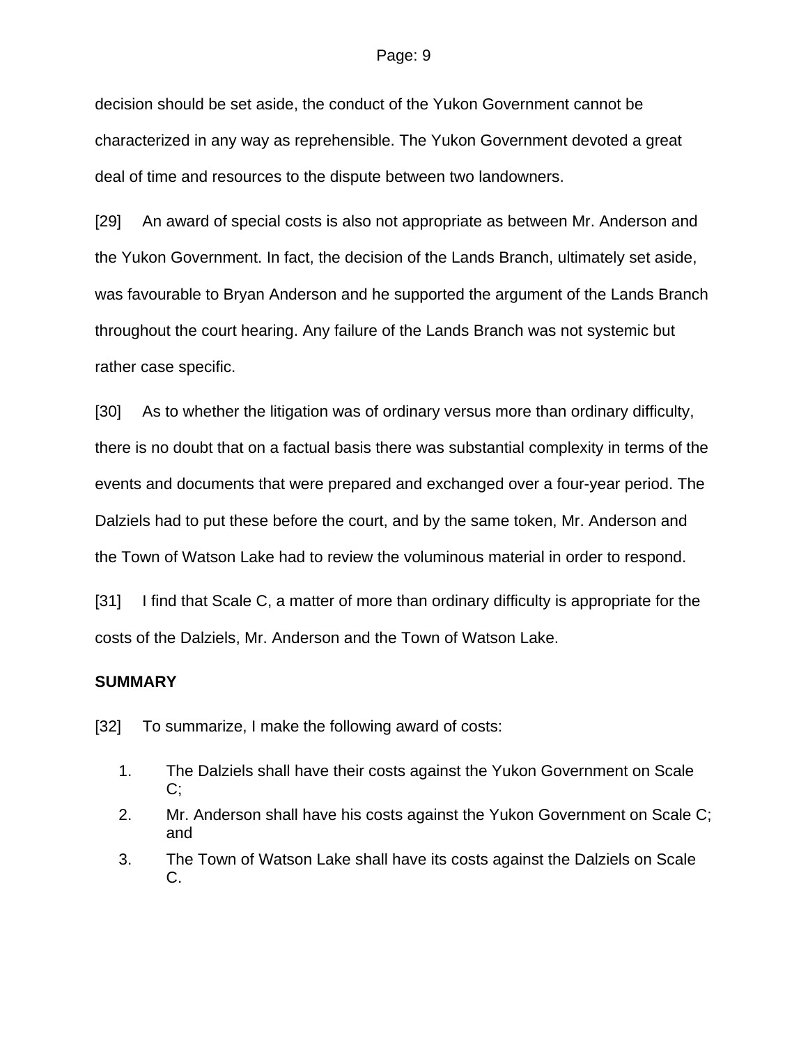decision should be set aside, the conduct of the Yukon Government cannot be characterized in any way as reprehensible. The Yukon Government devoted a great deal of time and resources to the dispute between two landowners.

[29] An award of special costs is also not appropriate as between Mr. Anderson and the Yukon Government. In fact, the decision of the Lands Branch, ultimately set aside, was favourable to Bryan Anderson and he supported the argument of the Lands Branch throughout the court hearing. Any failure of the Lands Branch was not systemic but rather case specific.

[30] As to whether the litigation was of ordinary versus more than ordinary difficulty, there is no doubt that on a factual basis there was substantial complexity in terms of the events and documents that were prepared and exchanged over a four-year period. The Dalziels had to put these before the court, and by the same token, Mr. Anderson and the Town of Watson Lake had to review the voluminous material in order to respond.

[31] I find that Scale C, a matter of more than ordinary difficulty is appropriate for the costs of the Dalziels, Mr. Anderson and the Town of Watson Lake.

**SUMMARY**

[32] To summarize, I make the following award of costs:

1. The Dalziels shall have their costs against the Yukon Government on Scale C;
2. Mr. Anderson shall have his costs against the Yukon Government on Scale C; and
3. The Town of Watson Lake shall have its costs against the Dalziels on Scale C.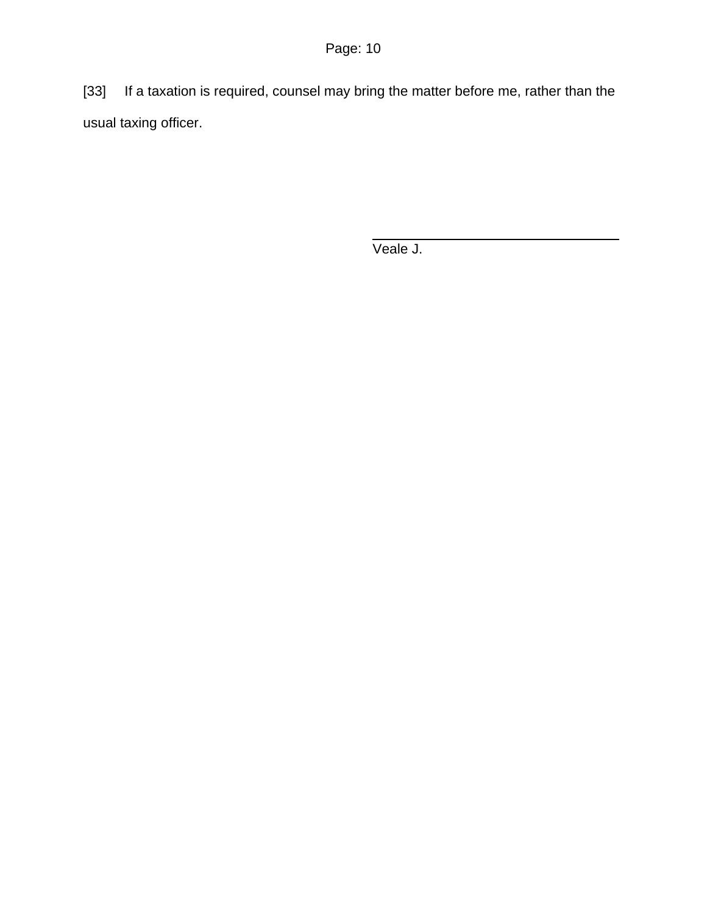[33] If a taxation is required, counsel may bring the matter before me, rather than the usual taxing officer.

\_\_\_\_\_\_\_\_\_\_\_\_\_\_\_\_\_\_\_\_\_\_\_\_\_\_\_\_\_\_

Veale J.